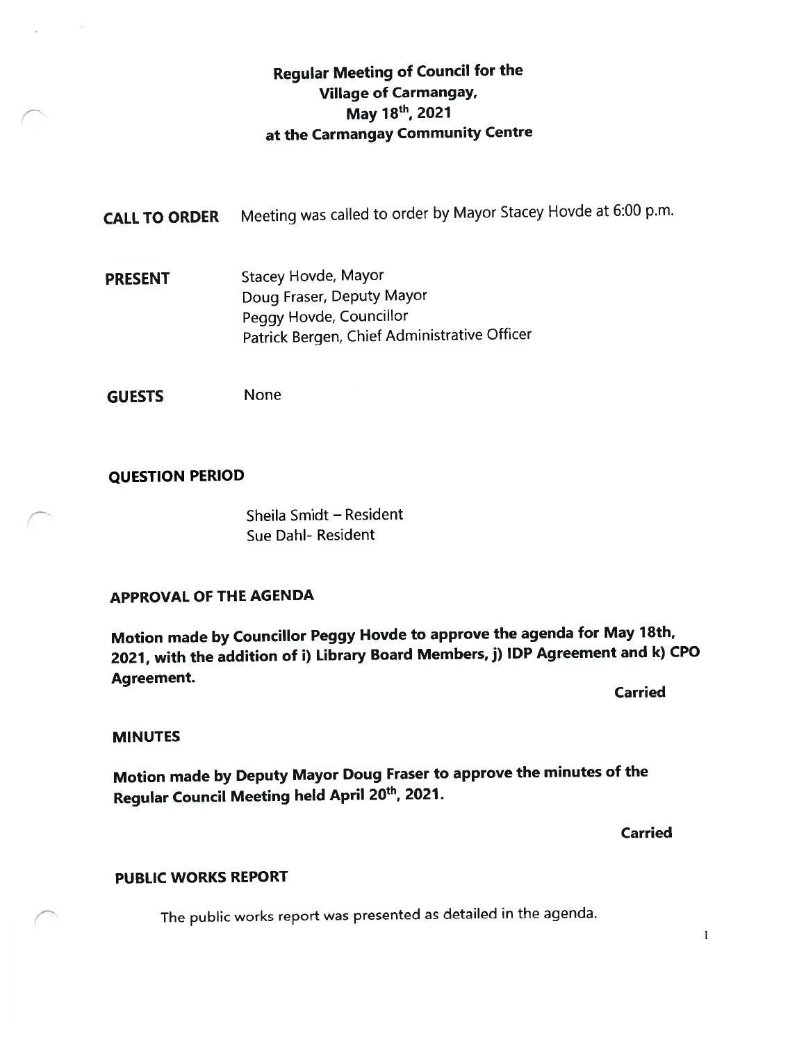# Regular Meeting of Council for the Village of Carmangay, May 18th, 2021 at the Carmangay Community Centre

**CALL TO ORDER** Meeting was called to order by Mayor Stacey Hovde at 6:00 p.m.

**PRESENT**
Stacey Hovde, Mayor
Doug Fraser, Deputy Mayor
Peggy Hovde, Councillor
Patrick Bergen, Chief Administrative Officer

**GUESTS** None

## QUESTION PERIOD

Sheila Smidt – Resident
Sue Dahl- Resident

## APPROVAL OF THE AGENDA

**Motion made by Councillor Peggy Hovde to approve the agenda for May 18th, 2021, with the addition of i) Library Board Members, j) IDP Agreement and k) CPO Agreement.**

**Carried**

## MINUTES

**Motion made by Deputy Mayor Doug Fraser to approve the minutes of the Regular Council Meeting held April 20th, 2021.**

**Carried**

## PUBLIC WORKS REPORT

The public works report was presented as detailed in the agenda.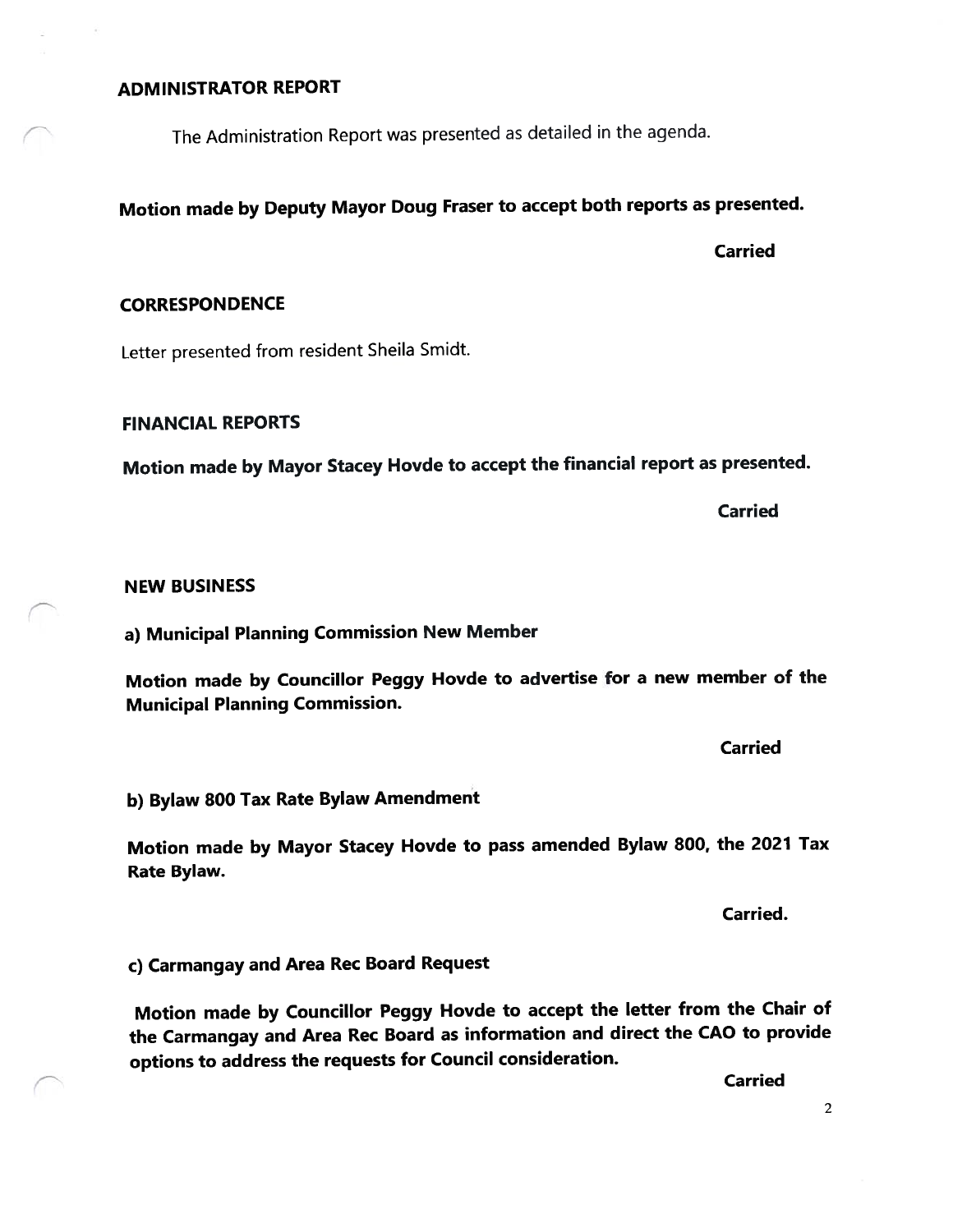## ADMINISTRATOR REPORT

The Administration Report was presented as detailed in the agenda.

**Motion made by Deputy Mayor Doug Fraser to accept both reports as presented.**

**Carried**

## CORRESPONDENCE

Letter presented from resident Sheila Smidt.

## FINANCIAL REPORTS

**Motion made by Mayor Stacey Hovde to accept the financial report as presented.**

**Carried**

## NEW BUSINESS

**a) Municipal Planning Commission New Member**

**Motion made by Councillor Peggy Hovde to advertise for a new member of the Municipal Planning Commission.**

**Carried**

**b) Bylaw 800 Tax Rate Bylaw Amendment**

**Motion made by Mayor Stacey Hovde to pass amended Bylaw 800, the 2021 Tax Rate Bylaw.**

**Carried.**

**c) Carmangay and Area Rec Board Request**

**Motion made by Councillor Peggy Hovde to accept the letter from the Chair of the Carmangay and Area Rec Board as information and direct the CAO to provide options to address the requests for Council consideration.**

**Carried**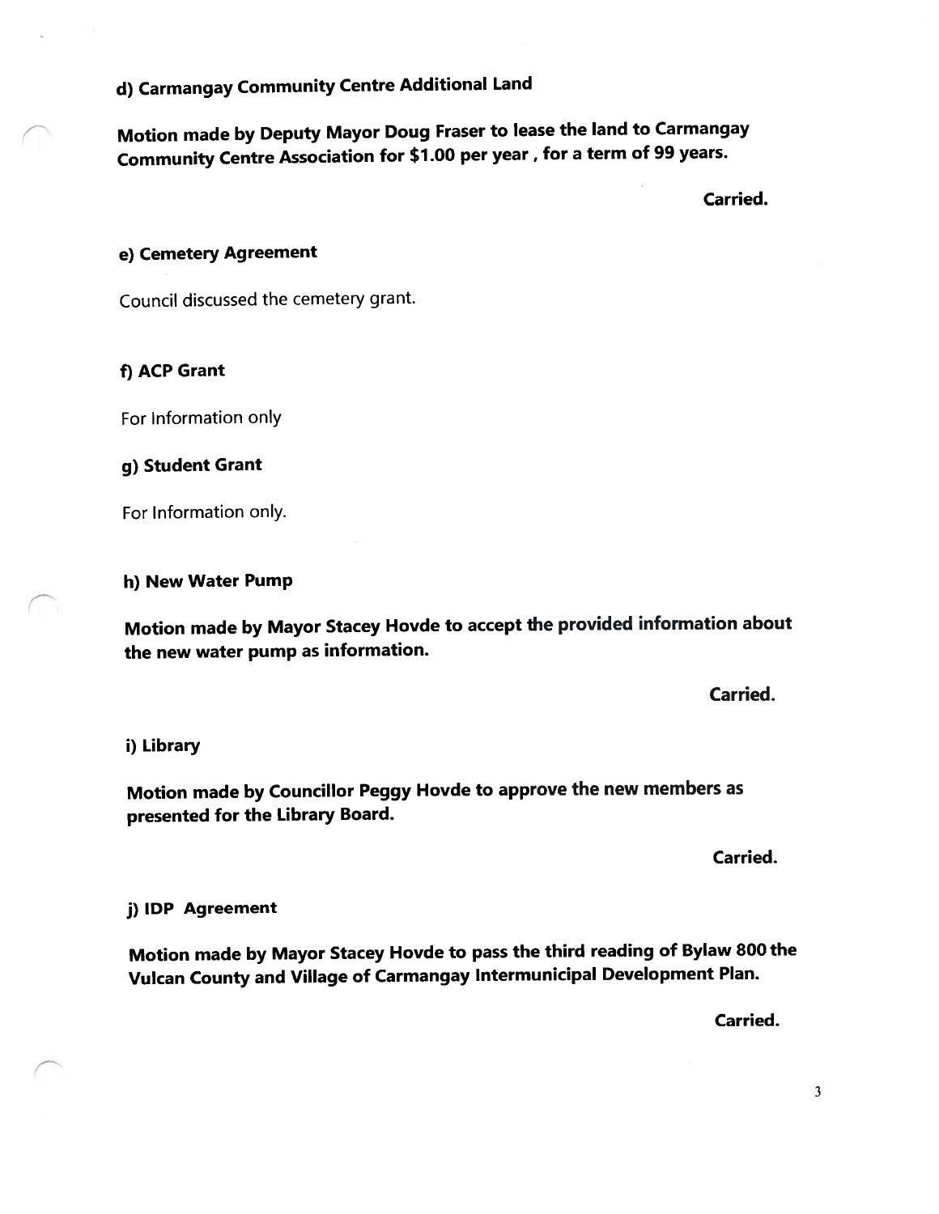### d) Carmangay Community Centre Additional Land

**Motion made by Deputy Mayor Doug Fraser to lease the land to Carmangay Community Centre Association for $1.00 per year , for a term of 99 years.**

**Carried.**

### e) Cemetery Agreement

Council discussed the cemetery grant.

### f) ACP Grant

For Information only

### g) Student Grant

For Information only.

### h) New Water Pump

**Motion made by Mayor Stacey Hovde to accept the provided information about the new water pump as information.**

**Carried.**

### i) Library

**Motion made by Councillor Peggy Hovde to approve the new members as presented for the Library Board.**

**Carried.**

### j) IDP Agreement

**Motion made by Mayor Stacey Hovde to pass the third reading of Bylaw 800 the Vulcan County and Village of Carmangay Intermunicipal Development Plan.**

**Carried.**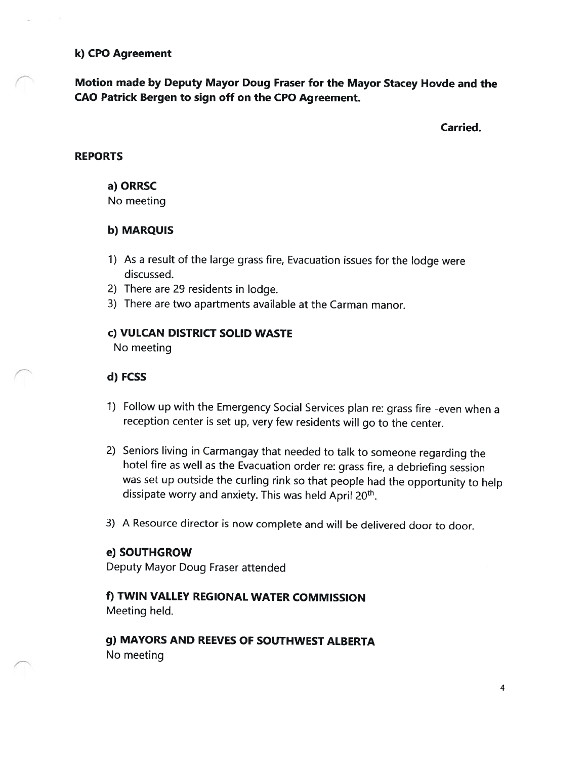**k) CPO Agreement**

**Motion made by Deputy Mayor Doug Fraser for the Mayor Stacey Hovde and the CAO Patrick Bergen to sign off on the CPO Agreement.**

**Carried.**

**REPORTS**

**a) ORRSC**
No meeting

**b) MARQUIS**

1) As a result of the large grass fire, Evacuation issues for the lodge were discussed.
2) There are 29 residents in lodge.
3) There are two apartments available at the Carman manor.

**c) VULCAN DISTRICT SOLID WASTE**
No meeting

**d) FCSS**

1) Follow up with the Emergency Social Services plan re: grass fire -even when a reception center is set up, very few residents will go to the center.

2) Seniors living in Carmangay that needed to talk to someone regarding the hotel fire as well as the Evacuation order re: grass fire, a debriefing session was set up outside the curling rink so that people had the opportunity to help dissipate worry and anxiety. This was held April 20th.

3) A Resource director is now complete and will be delivered door to door.

**e) SOUTHGROW**
Deputy Mayor Doug Fraser attended

**f) TWIN VALLEY REGIONAL WATER COMMISSION**
Meeting held.

**g) MAYORS AND REEVES OF SOUTHWEST ALBERTA**
No meeting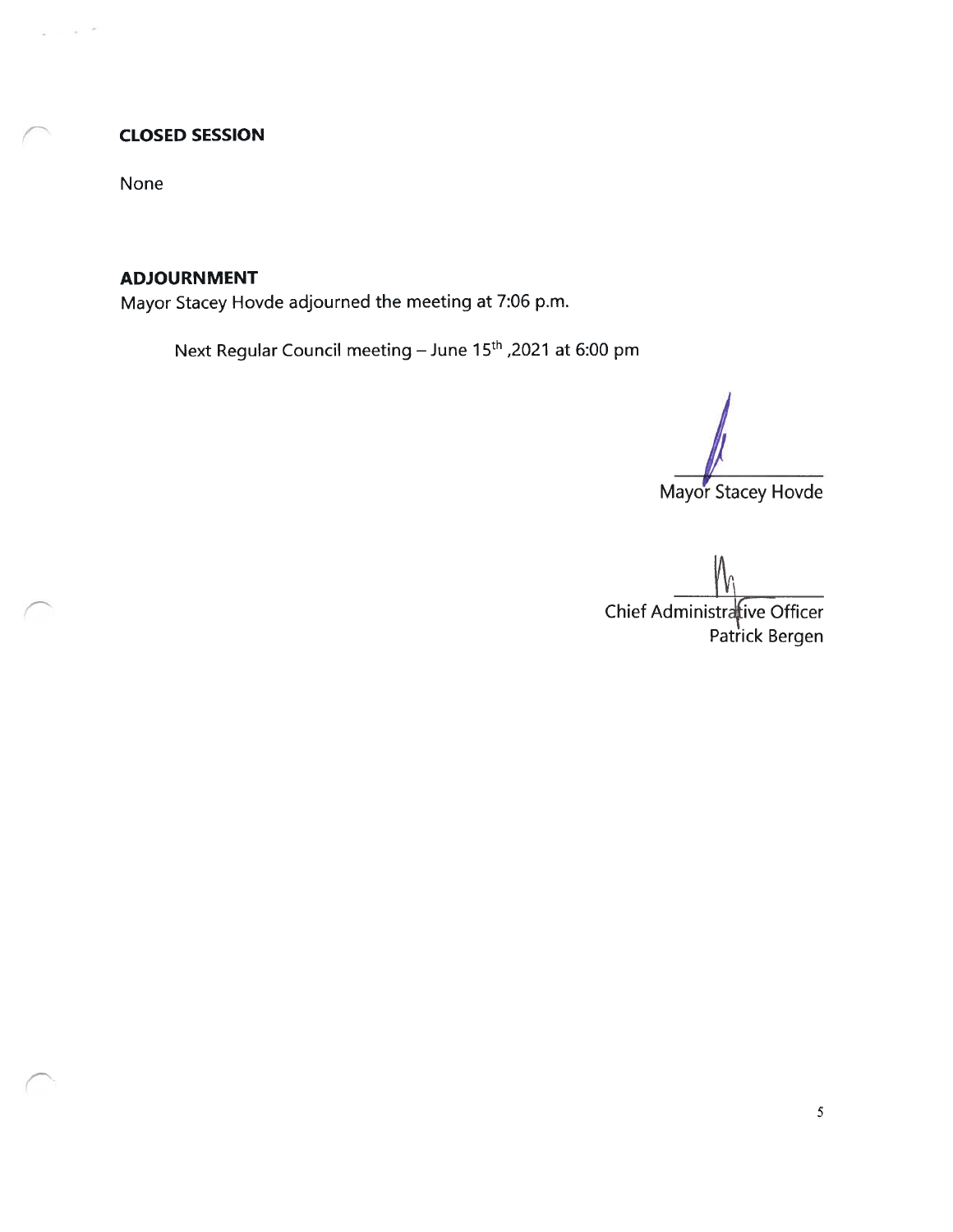**CLOSED SESSION**

None

**ADJOURNMENT**

Mayor Stacey Hovde adjourned the meeting at 7:06 p.m.

Next Regular Council meeting – June 15th ,2021 at 6:00 pm

Mayor Stacey Hovde

Chief Administrative Officer
Patrick Bergen